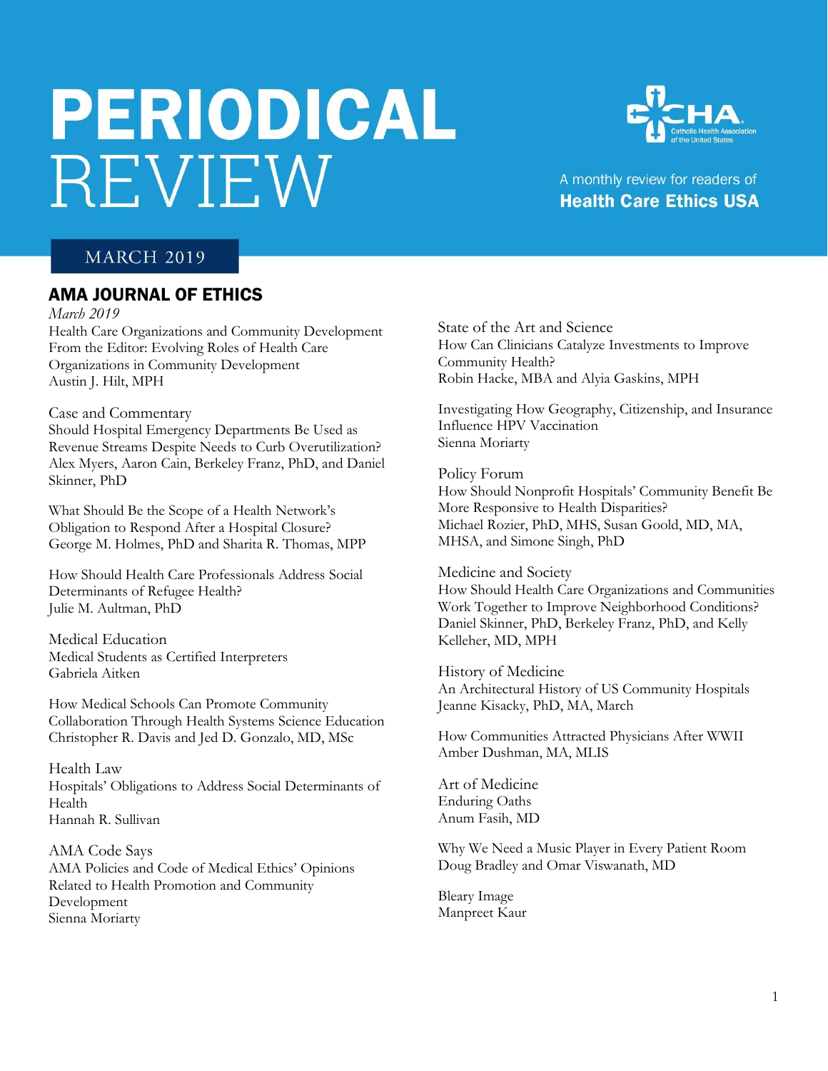# PERIODICAL REVIEW

A monthly review for readers of **Health Care Ethics USA**

MARCH 2019

## AMA JOURNAL OF ETHICS

*March 2019*

Health Care Organizations and Community Development

From the Editor: Evolving Roles of Health Care Organizations in Community Development
Austin J. Hilt, MPH

### Case and Commentary

Should Hospital Emergency Departments Be Used as Revenue Streams Despite Needs to Curb Overutilization?
Alex Myers, Aaron Cain, Berkeley Franz, PhD, and Daniel Skinner, PhD

What Should Be the Scope of a Health Network's Obligation to Respond After a Hospital Closure?
George M. Holmes, PhD and Sharita R. Thomas, MPP

How Should Health Care Professionals Address Social Determinants of Refugee Health?
Julie M. Aultman, PhD

### Medical Education

Medical Students as Certified Interpreters
Gabriela Aitken

How Medical Schools Can Promote Community Collaboration Through Health Systems Science Education
Christopher R. Davis and Jed D. Gonzalo, MD, MSc

### Health Law

Hospitals' Obligations to Address Social Determinants of Health
Hannah R. Sullivan

### AMA Code Says

AMA Policies and Code of Medical Ethics' Opinions Related to Health Promotion and Community Development
Sienna Moriarty

### State of the Art and Science

How Can Clinicians Catalyze Investments to Improve Community Health?
Robin Hacke, MBA and Alyia Gaskins, MPH

Investigating How Geography, Citizenship, and Insurance Influence HPV Vaccination
Sienna Moriarty

### Policy Forum

How Should Nonprofit Hospitals' Community Benefit Be More Responsive to Health Disparities?
Michael Rozier, PhD, MHS, Susan Goold, MD, MA, MHSA, and Simone Singh, PhD

### Medicine and Society

How Should Health Care Organizations and Communities Work Together to Improve Neighborhood Conditions?
Daniel Skinner, PhD, Berkeley Franz, PhD, and Kelly Kelleher, MD, MPH

### History of Medicine

An Architectural History of US Community Hospitals
Jeanne Kisacky, PhD, MA, March

How Communities Attracted Physicians After WWII
Amber Dushman, MA, MLIS

### Art of Medicine

Enduring Oaths
Anum Fasih, MD

Why We Need a Music Player in Every Patient Room
Doug Bradley and Omar Viswanath, MD

Bleary Image
Manpreet Kaur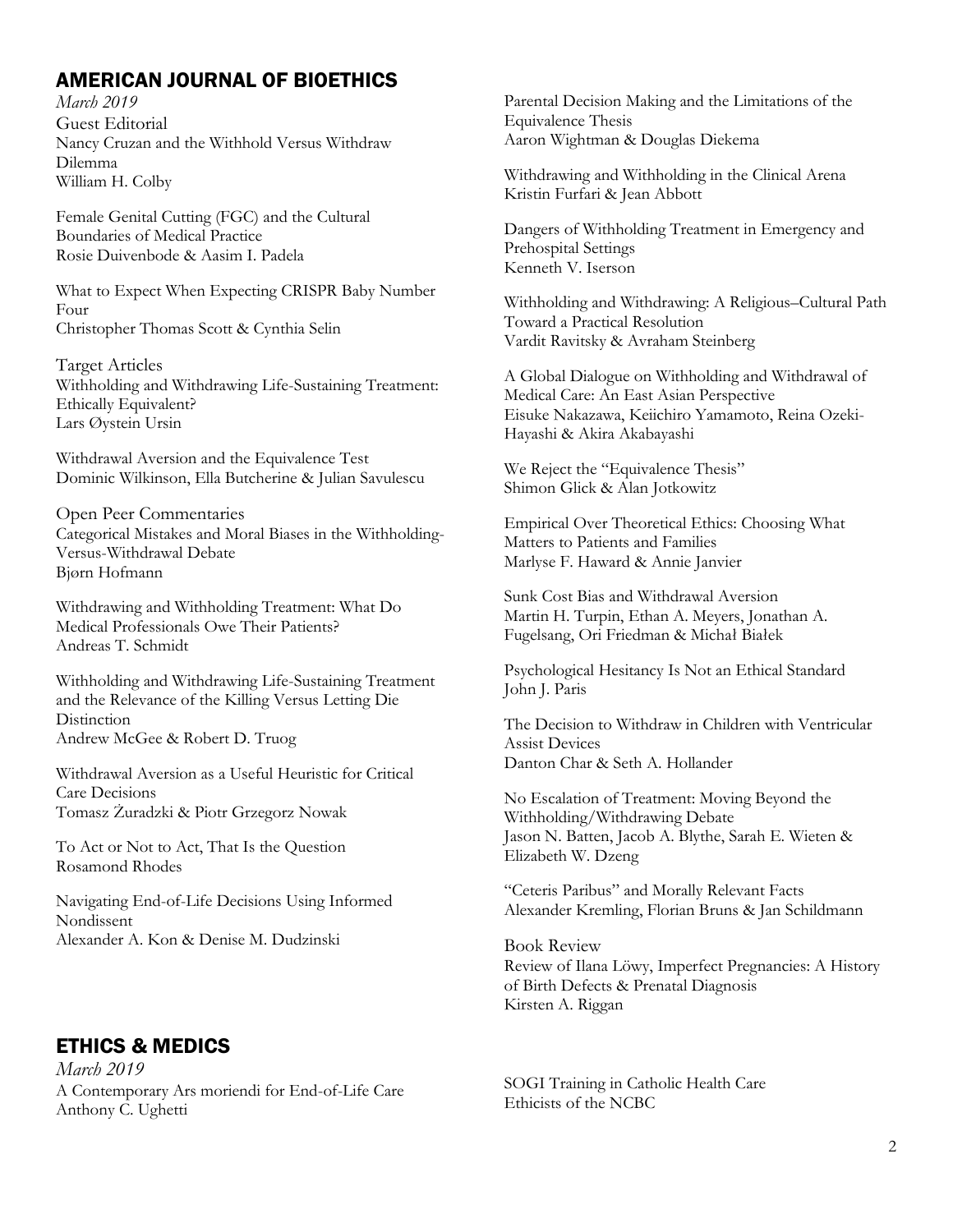## AMERICAN JOURNAL OF BIOETHICS

*March 2019*

Guest Editorial

Nancy Cruzan and the Withhold Versus Withdraw Dilemma
William H. Colby

Female Genital Cutting (FGC) and the Cultural Boundaries of Medical Practice
Rosie Duivenbode & Aasim I. Padela

What to Expect When Expecting CRISPR Baby Number Four
Christopher Thomas Scott & Cynthia Selin

Target Articles

Withholding and Withdrawing Life-Sustaining Treatment: Ethically Equivalent?
Lars Øystein Ursin

Withdrawal Aversion and the Equivalence Test
Dominic Wilkinson, Ella Butcherine & Julian Savulescu

Open Peer Commentaries

Categorical Mistakes and Moral Biases in the Withholding-Versus-Withdrawal Debate
Bjørn Hofmann

Withdrawing and Withholding Treatment: What Do Medical Professionals Owe Their Patients?
Andreas T. Schmidt

Withholding and Withdrawing Life-Sustaining Treatment and the Relevance of the Killing Versus Letting Die Distinction
Andrew McGee & Robert D. Truog

Withdrawal Aversion as a Useful Heuristic for Critical Care Decisions
Tomasz Żuradzki & Piotr Grzegorz Nowak

To Act or Not to Act, That Is the Question
Rosamond Rhodes

Navigating End-of-Life Decisions Using Informed Nondissent
Alexander A. Kon & Denise M. Dudzinski

Parental Decision Making and the Limitations of the Equivalence Thesis
Aaron Wightman & Douglas Diekema

Withdrawing and Withholding in the Clinical Arena
Kristin Furfari & Jean Abbott

Dangers of Withholding Treatment in Emergency and Prehospital Settings
Kenneth V. Iserson

Withholding and Withdrawing: A Religious–Cultural Path Toward a Practical Resolution
Vardit Ravitsky & Avraham Steinberg

A Global Dialogue on Withholding and Withdrawal of Medical Care: An East Asian Perspective
Eisuke Nakazawa, Keiichiro Yamamoto, Reina Ozeki-Hayashi & Akira Akabayashi

We Reject the "Equivalence Thesis"
Shimon Glick & Alan Jotkowitz

Empirical Over Theoretical Ethics: Choosing What Matters to Patients and Families
Marlyse F. Haward & Annie Janvier

Sunk Cost Bias and Withdrawal Aversion
Martin H. Turpin, Ethan A. Meyers, Jonathan A. Fugelsang, Ori Friedman & Michał Białek

Psychological Hesitancy Is Not an Ethical Standard
John J. Paris

The Decision to Withdraw in Children with Ventricular Assist Devices
Danton Char & Seth A. Hollander

No Escalation of Treatment: Moving Beyond the Withholding/Withdrawing Debate
Jason N. Batten, Jacob A. Blythe, Sarah E. Wieten & Elizabeth W. Dzeng

"Ceteris Paribus" and Morally Relevant Facts
Alexander Kremling, Florian Bruns & Jan Schildmann

Book Review

Review of Ilana Löwy, Imperfect Pregnancies: A History of Birth Defects & Prenatal Diagnosis
Kirsten A. Riggan

## ETHICS & MEDICS

*March 2019*

A Contemporary Ars moriendi for End-of-Life Care
Anthony C. Ughetti

SOGI Training in Catholic Health Care
Ethicists of the NCBC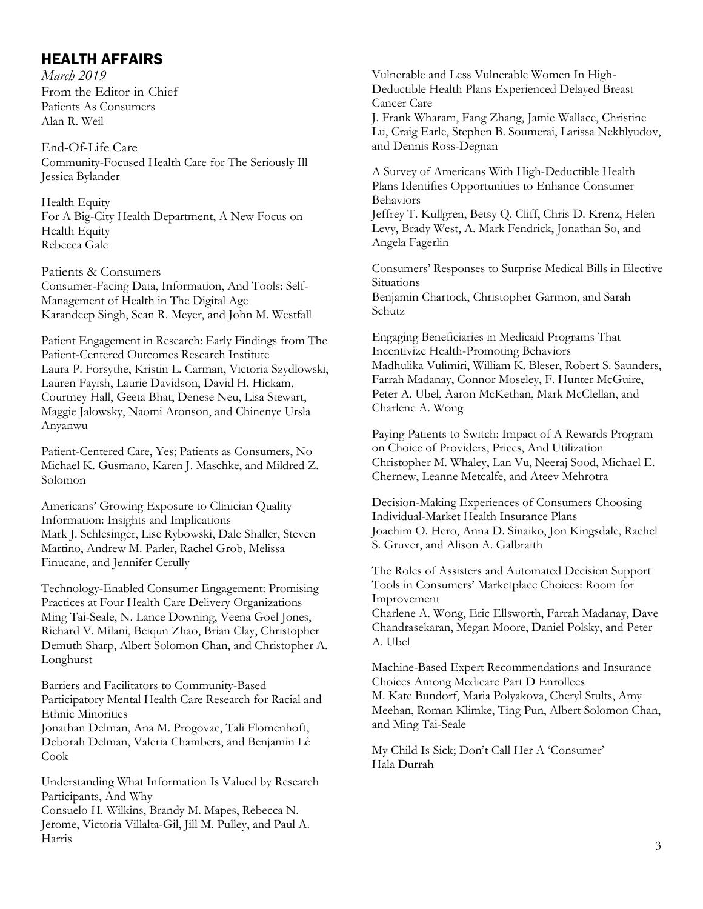## HEALTH AFFAIRS

*March 2019*

From the Editor-in-Chief
Patients As Consumers
Alan R. Weil

End-Of-Life Care
Community-Focused Health Care for The Seriously Ill
Jessica Bylander

Health Equity
For A Big-City Health Department, A New Focus on Health Equity
Rebecca Gale

Patients & Consumers
Consumer-Facing Data, Information, And Tools: Self-Management of Health in The Digital Age
Karandeep Singh, Sean R. Meyer, and John M. Westfall

Patient Engagement in Research: Early Findings from The Patient-Centered Outcomes Research Institute
Laura P. Forsythe, Kristin L. Carman, Victoria Szydlowski, Lauren Fayish, Laurie Davidson, David H. Hickam, Courtney Hall, Geeta Bhat, Denese Neu, Lisa Stewart, Maggie Jalowsky, Naomi Aronson, and Chinenye Ursla Anyanwu

Patient-Centered Care, Yes; Patients as Consumers, No
Michael K. Gusmano, Karen J. Maschke, and Mildred Z. Solomon

Americans' Growing Exposure to Clinician Quality Information: Insights and Implications
Mark J. Schlesinger, Lise Rybowski, Dale Shaller, Steven Martino, Andrew M. Parler, Rachel Grob, Melissa Finucane, and Jennifer Cerully

Technology-Enabled Consumer Engagement: Promising Practices at Four Health Care Delivery Organizations
Ming Tai-Seale, N. Lance Downing, Veena Goel Jones, Richard V. Milani, Beiqun Zhao, Brian Clay, Christopher Demuth Sharp, Albert Solomon Chan, and Christopher A. Longhurst

Barriers and Facilitators to Community-Based Participatory Mental Health Care Research for Racial and Ethnic Minorities
Jonathan Delman, Ana M. Progovac, Tali Flomenhoft, Deborah Delman, Valeria Chambers, and Benjamin Lê Cook

Understanding What Information Is Valued by Research Participants, And Why
Consuelo H. Wilkins, Brandy M. Mapes, Rebecca N. Jerome, Victoria Villalta-Gil, Jill M. Pulley, and Paul A. Harris

Vulnerable and Less Vulnerable Women In High-Deductible Health Plans Experienced Delayed Breast Cancer Care
J. Frank Wharam, Fang Zhang, Jamie Wallace, Christine Lu, Craig Earle, Stephen B. Soumerai, Larissa Nekhlyudov, and Dennis Ross-Degnan

A Survey of Americans With High-Deductible Health Plans Identifies Opportunities to Enhance Consumer Behaviors
Jeffrey T. Kullgren, Betsy Q. Cliff, Chris D. Krenz, Helen Levy, Brady West, A. Mark Fendrick, Jonathan So, and Angela Fagerlin

Consumers' Responses to Surprise Medical Bills in Elective Situations
Benjamin Chartock, Christopher Garmon, and Sarah Schutz

Engaging Beneficiaries in Medicaid Programs That Incentivize Health-Promoting Behaviors
Madhulika Vulimiri, William K. Bleser, Robert S. Saunders, Farrah Madanay, Connor Moseley, F. Hunter McGuire, Peter A. Ubel, Aaron McKethan, Mark McClellan, and Charlene A. Wong

Paying Patients to Switch: Impact of A Rewards Program on Choice of Providers, Prices, And Utilization
Christopher M. Whaley, Lan Vu, Neeraj Sood, Michael E. Chernew, Leanne Metcalfe, and Ateev Mehrotra

Decision-Making Experiences of Consumers Choosing Individual-Market Health Insurance Plans
Joachim O. Hero, Anna D. Sinaiko, Jon Kingsdale, Rachel S. Gruver, and Alison A. Galbraith

The Roles of Assisters and Automated Decision Support Tools in Consumers' Marketplace Choices: Room for Improvement
Charlene A. Wong, Eric Ellsworth, Farrah Madanay, Dave Chandrasekaran, Megan Moore, Daniel Polsky, and Peter A. Ubel

Machine-Based Expert Recommendations and Insurance Choices Among Medicare Part D Enrollees
M. Kate Bundorf, Maria Polyakova, Cheryl Stults, Amy Meehan, Roman Klimke, Ting Pun, Albert Solomon Chan, and Ming Tai-Seale

My Child Is Sick; Don't Call Her A 'Consumer'
Hala Durrah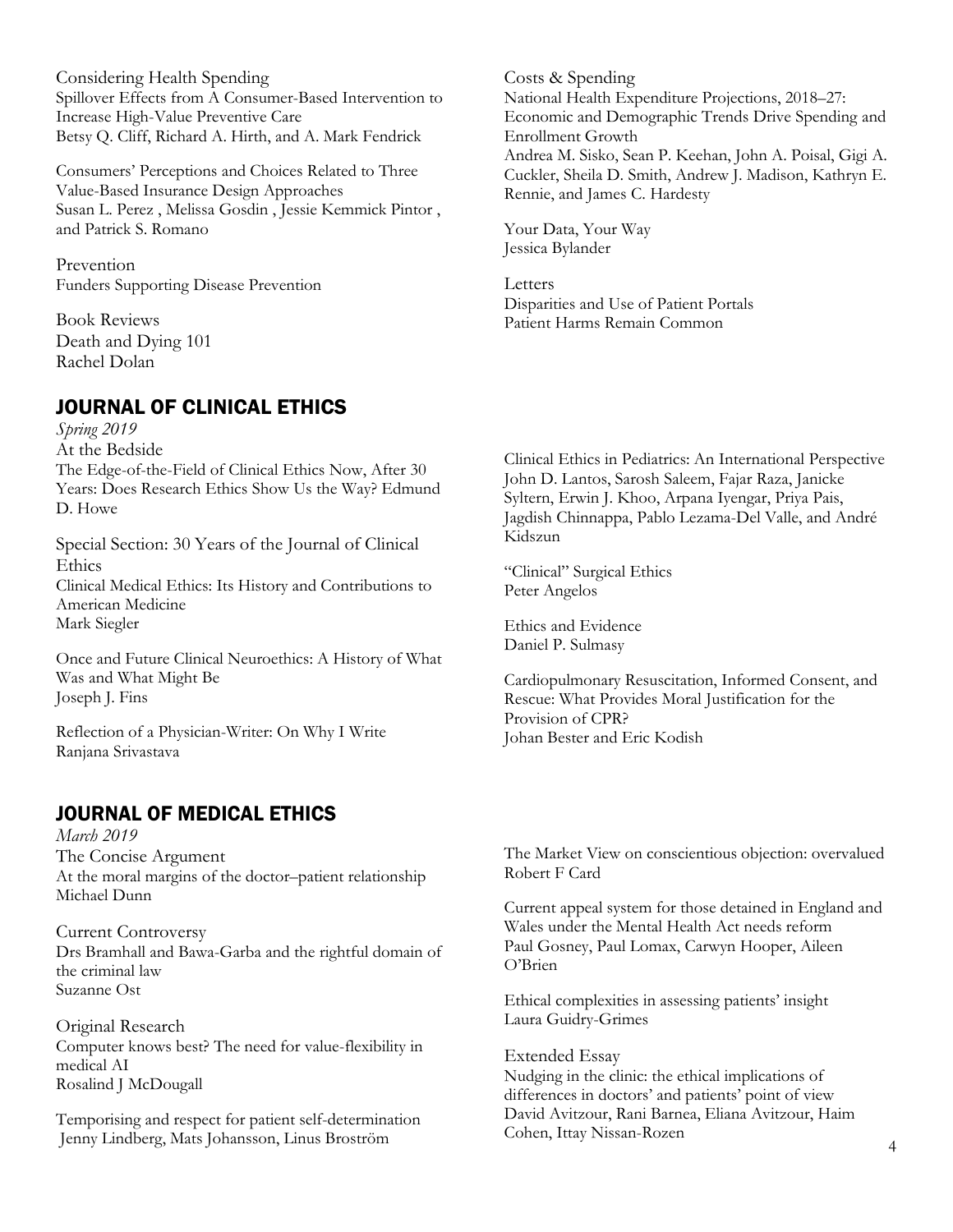Considering Health Spending

Spillover Effects from A Consumer-Based Intervention to Increase High-Value Preventive Care
Betsy Q. Cliff, Richard A. Hirth, and A. Mark Fendrick

Consumers' Perceptions and Choices Related to Three Value-Based Insurance Design Approaches
Susan L. Perez , Melissa Gosdin , Jessie Kemmick Pintor , and Patrick S. Romano

Prevention

Funders Supporting Disease Prevention

Book Reviews

Death and Dying 101
Rachel Dolan

Costs & Spending

National Health Expenditure Projections, 2018–27: Economic and Demographic Trends Drive Spending and Enrollment Growth
Andrea M. Sisko, Sean P. Keehan, John A. Poisal, Gigi A. Cuckler, Sheila D. Smith, Andrew J. Madison, Kathryn E. Rennie, and James C. Hardesty

Your Data, Your Way
Jessica Bylander

Letters

Disparities and Use of Patient Portals

Patient Harms Remain Common

## JOURNAL OF CLINICAL ETHICS

*Spring 2019*

At the Bedside

The Edge-of-the-Field of Clinical Ethics Now, After 30 Years: Does Research Ethics Show Us the Way? Edmund D. Howe

Special Section: 30 Years of the Journal of Clinical Ethics

Clinical Medical Ethics: Its History and Contributions to American Medicine
Mark Siegler

Once and Future Clinical Neuroethics: A History of What Was and What Might Be
Joseph J. Fins

Reflection of a Physician-Writer: On Why I Write
Ranjana Srivastava

Clinical Ethics in Pediatrics: An International Perspective
John D. Lantos, Sarosh Saleem, Fajar Raza, Janicke Syltern, Erwin J. Khoo, Arpana Iyengar, Priya Pais, Jagdish Chinnappa, Pablo Lezama-Del Valle, and André Kidszun

"Clinical" Surgical Ethics
Peter Angelos

Ethics and Evidence
Daniel P. Sulmasy

Cardiopulmonary Resuscitation, Informed Consent, and Rescue: What Provides Moral Justification for the Provision of CPR?
Johan Bester and Eric Kodish

## JOURNAL OF MEDICAL ETHICS

*March 2019*

The Concise Argument

At the moral margins of the doctor–patient relationship
Michael Dunn

Current Controversy

Drs Bramhall and Bawa-Garba and the rightful domain of the criminal law
Suzanne Ost

Original Research

Computer knows best? The need for value-flexibility in medical AI
Rosalind J McDougall

Temporising and respect for patient self-determination
Jenny Lindberg, Mats Johansson, Linus Broström

The Market View on conscientious objection: overvalued
Robert F Card

Current appeal system for those detained in England and Wales under the Mental Health Act needs reform
Paul Gosney, Paul Lomax, Carwyn Hooper, Aileen O'Brien

Ethical complexities in assessing patients' insight
Laura Guidry-Grimes

Extended Essay

Nudging in the clinic: the ethical implications of differences in doctors' and patients' point of view
David Avitzour, Rani Barnea, Eliana Avitzour, Haim Cohen, Ittay Nissan-Rozen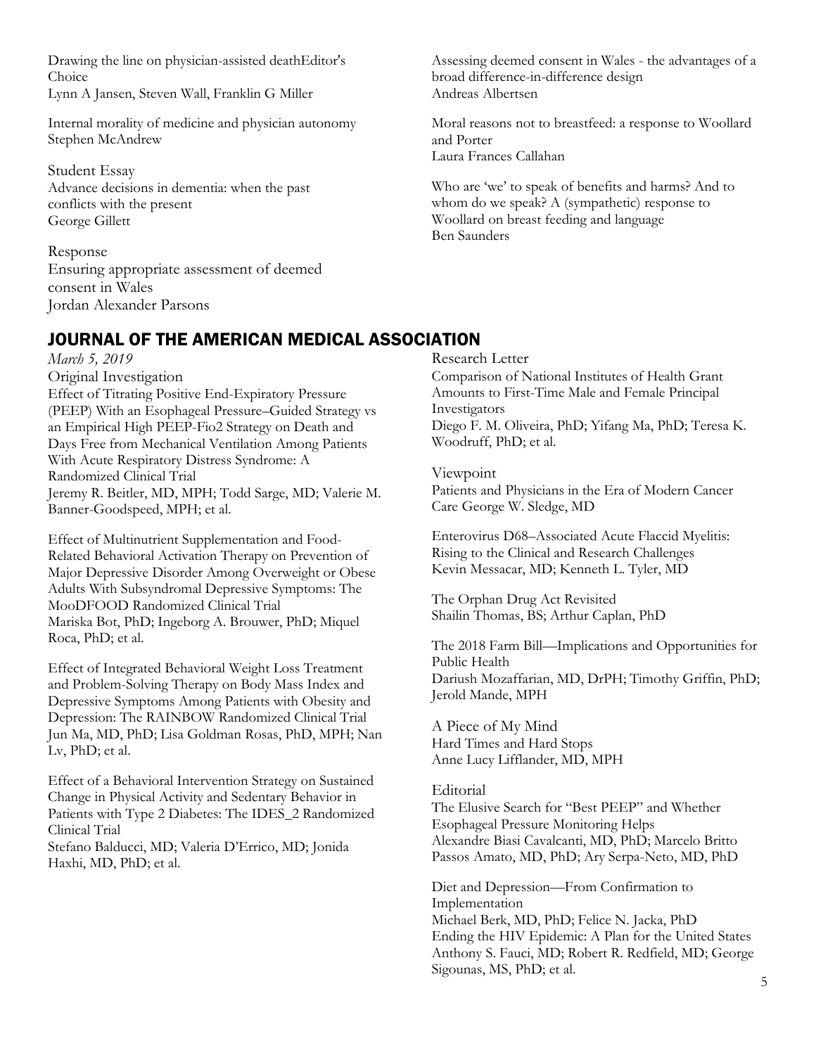Drawing the line on physician-assisted deathEditor's Choice
Lynn A Jansen, Steven Wall, Franklin G Miller

Internal morality of medicine and physician autonomy
Stephen McAndrew

Student Essay
Advance decisions in dementia: when the past conflicts with the present
George Gillett

Response
Ensuring appropriate assessment of deemed consent in Wales
Jordan Alexander Parsons

Assessing deemed consent in Wales - the advantages of a broad difference-in-difference design
Andreas Albertsen

Moral reasons not to breastfeed: a response to Woollard and Porter
Laura Frances Callahan

Who are 'we' to speak of benefits and harms? And to whom do we speak? A (sympathetic) response to Woollard on breast feeding and language
Ben Saunders

## JOURNAL OF THE AMERICAN MEDICAL ASSOCIATION

*March 5, 2019*

Original Investigation
Effect of Titrating Positive End-Expiratory Pressure (PEEP) With an Esophageal Pressure–Guided Strategy vs an Empirical High PEEP-Fio2 Strategy on Death and Days Free from Mechanical Ventilation Among Patients With Acute Respiratory Distress Syndrome: A Randomized Clinical Trial
Jeremy R. Beitler, MD, MPH; Todd Sarge, MD; Valerie M. Banner-Goodspeed, MPH; et al.

Effect of Multinutrient Supplementation and Food-Related Behavioral Activation Therapy on Prevention of Major Depressive Disorder Among Overweight or Obese Adults With Subsyndromal Depressive Symptoms: The MooDFOOD Randomized Clinical Trial
Mariska Bot, PhD; Ingeborg A. Brouwer, PhD; Miquel Roca, PhD; et al.

Effect of Integrated Behavioral Weight Loss Treatment and Problem-Solving Therapy on Body Mass Index and Depressive Symptoms Among Patients with Obesity and Depression: The RAINBOW Randomized Clinical Trial
Jun Ma, MD, PhD; Lisa Goldman Rosas, PhD, MPH; Nan Lv, PhD; et al.

Effect of a Behavioral Intervention Strategy on Sustained Change in Physical Activity and Sedentary Behavior in Patients with Type 2 Diabetes: The IDES_2 Randomized Clinical Trial
Stefano Balducci, MD; Valeria D'Errico, MD; Jonida Haxhi, MD, PhD; et al.

Research Letter
Comparison of National Institutes of Health Grant Amounts to First-Time Male and Female Principal Investigators
Diego F. M. Oliveira, PhD; Yifang Ma, PhD; Teresa K. Woodruff, PhD; et al.

Viewpoint
Patients and Physicians in the Era of Modern Cancer Care George W. Sledge, MD

Enterovirus D68–Associated Acute Flaccid Myelitis: Rising to the Clinical and Research Challenges
Kevin Messacar, MD; Kenneth L. Tyler, MD

The Orphan Drug Act Revisited
Shailin Thomas, BS; Arthur Caplan, PhD

The 2018 Farm Bill—Implications and Opportunities for Public Health
Dariush Mozaffarian, MD, DrPH; Timothy Griffin, PhD; Jerold Mande, MPH

A Piece of My Mind
Hard Times and Hard Stops
Anne Lucy Lifflander, MD, MPH

Editorial
The Elusive Search for "Best PEEP" and Whether Esophageal Pressure Monitoring Helps
Alexandre Biasi Cavalcanti, MD, PhD; Marcelo Britto Passos Amato, MD, PhD; Ary Serpa-Neto, MD, PhD

Diet and Depression—From Confirmation to Implementation
Michael Berk, MD, PhD; Felice N. Jacka, PhD
Ending the HIV Epidemic: A Plan for the United States
Anthony S. Fauci, MD; Robert R. Redfield, MD; George Sigounas, MS, PhD; et al.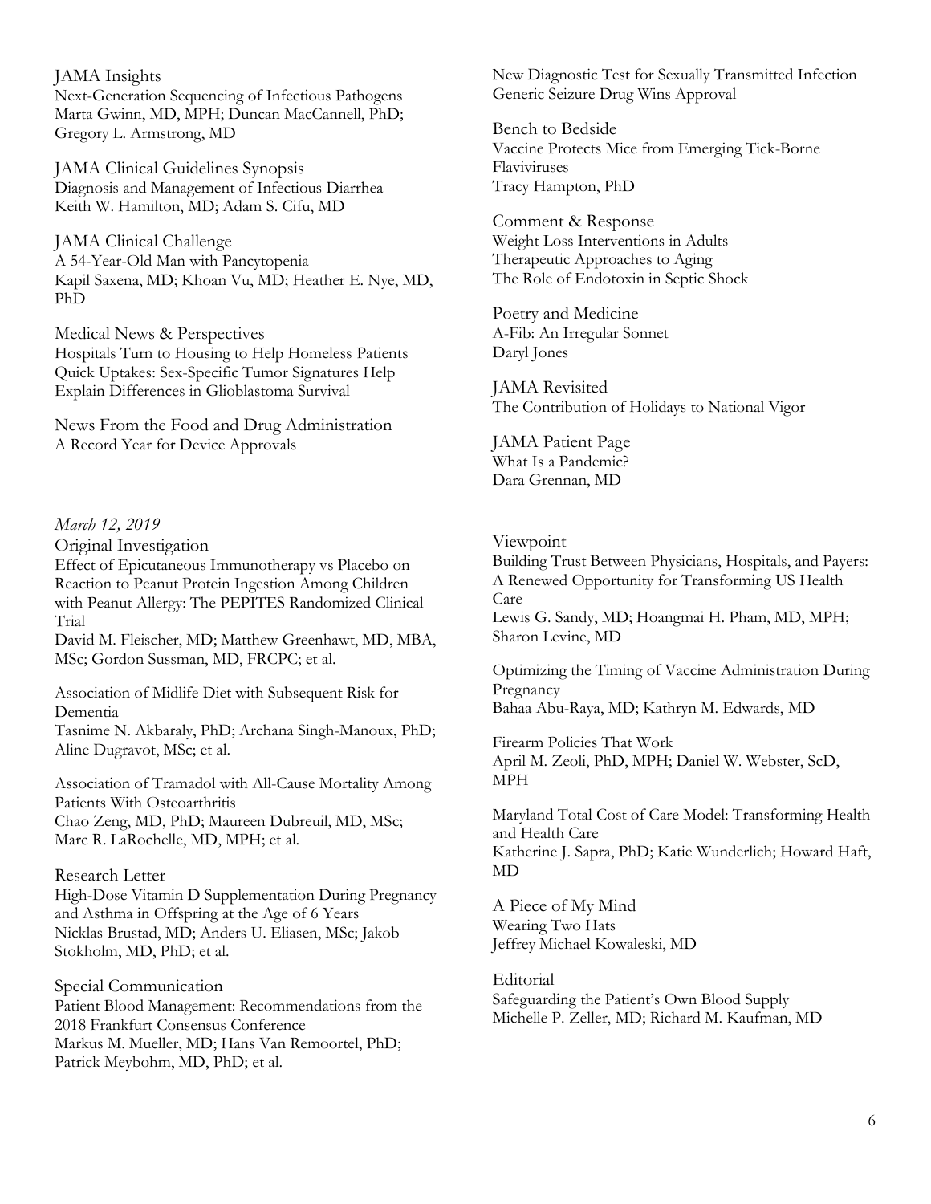JAMA Insights
Next-Generation Sequencing of Infectious Pathogens
Marta Gwinn, MD, MPH; Duncan MacCannell, PhD; Gregory L. Armstrong, MD

JAMA Clinical Guidelines Synopsis
Diagnosis and Management of Infectious Diarrhea
Keith W. Hamilton, MD; Adam S. Cifu, MD

JAMA Clinical Challenge
A 54-Year-Old Man with Pancytopenia
Kapil Saxena, MD; Khoan Vu, MD; Heather E. Nye, MD, PhD

Medical News & Perspectives
Hospitals Turn to Housing to Help Homeless Patients
Quick Uptakes: Sex-Specific Tumor Signatures Help Explain Differences in Glioblastoma Survival

News From the Food and Drug Administration
A Record Year for Device Approvals
New Diagnostic Test for Sexually Transmitted Infection
Generic Seizure Drug Wins Approval

Bench to Bedside
Vaccine Protects Mice from Emerging Tick-Borne Flaviviruses
Tracy Hampton, PhD

Comment & Response
Weight Loss Interventions in Adults
Therapeutic Approaches to Aging
The Role of Endotoxin in Septic Shock

Poetry and Medicine
A-Fib: An Irregular Sonnet
Daryl Jones

JAMA Revisited
The Contribution of Holidays to National Vigor

JAMA Patient Page
What Is a Pandemic?
Dara Grennan, MD

*March 12, 2019*

Original Investigation
Effect of Epicutaneous Immunotherapy vs Placebo on Reaction to Peanut Protein Ingestion Among Children with Peanut Allergy: The PEPITES Randomized Clinical Trial
David M. Fleischer, MD; Matthew Greenhawt, MD, MBA, MSc; Gordon Sussman, MD, FRCPC; et al.

Association of Midlife Diet with Subsequent Risk for Dementia
Tasnime N. Akbaraly, PhD; Archana Singh-Manoux, PhD; Aline Dugravot, MSc; et al.

Association of Tramadol with All-Cause Mortality Among Patients With Osteoarthritis
Chao Zeng, MD, PhD; Maureen Dubreuil, MD, MSc; Marc R. LaRochelle, MD, MPH; et al.

Research Letter
High-Dose Vitamin D Supplementation During Pregnancy and Asthma in Offspring at the Age of 6 Years
Nicklas Brustad, MD; Anders U. Eliasen, MSc; Jakob Stokholm, MD, PhD; et al.

Special Communication
Patient Blood Management: Recommendations from the 2018 Frankfurt Consensus Conference
Markus M. Mueller, MD; Hans Van Remoortel, PhD; Patrick Meybohm, MD, PhD; et al.

Viewpoint
Building Trust Between Physicians, Hospitals, and Payers: A Renewed Opportunity for Transforming US Health Care
Lewis G. Sandy, MD; Hoangmai H. Pham, MD, MPH; Sharon Levine, MD

Optimizing the Timing of Vaccine Administration During Pregnancy
Bahaa Abu-Raya, MD; Kathryn M. Edwards, MD

Firearm Policies That Work
April M. Zeoli, PhD, MPH; Daniel W. Webster, ScD, MPH

Maryland Total Cost of Care Model: Transforming Health and Health Care
Katherine J. Sapra, PhD; Katie Wunderlich; Howard Haft, MD

A Piece of My Mind
Wearing Two Hats
Jeffrey Michael Kowaleski, MD

Editorial
Safeguarding the Patient's Own Blood Supply
Michelle P. Zeller, MD; Richard M. Kaufman, MD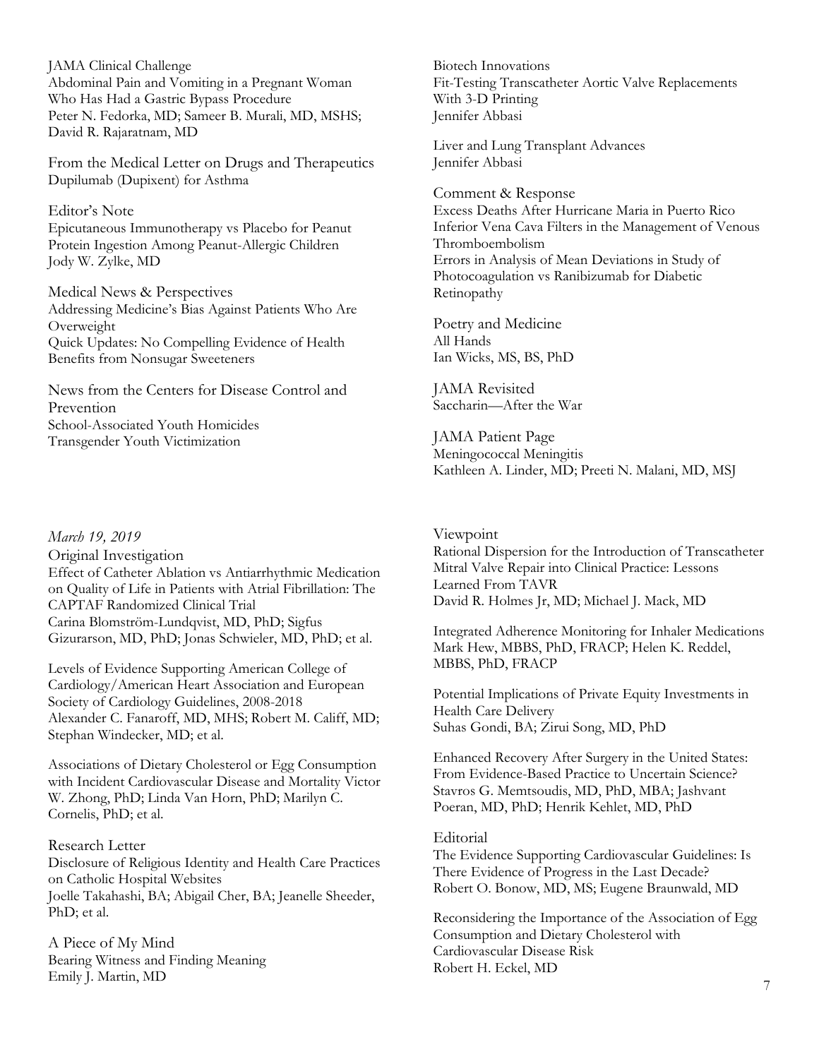JAMA Clinical Challenge
Abdominal Pain and Vomiting in a Pregnant Woman Who Has Had a Gastric Bypass Procedure
Peter N. Fedorka, MD; Sameer B. Murali, MD, MSHS; David R. Rajaratnam, MD

From the Medical Letter on Drugs and Therapeutics
Dupilumab (Dupixent) for Asthma

Editor's Note
Epicutaneous Immunotherapy vs Placebo for Peanut Protein Ingestion Among Peanut-Allergic Children
Jody W. Zylke, MD

Medical News & Perspectives
Addressing Medicine's Bias Against Patients Who Are Overweight
Quick Updates: No Compelling Evidence of Health Benefits from Nonsugar Sweeteners

News from the Centers for Disease Control and Prevention
School-Associated Youth Homicides
Transgender Youth Victimization

Biotech Innovations
Fit-Testing Transcatheter Aortic Valve Replacements With 3-D Printing
Jennifer Abbasi

Liver and Lung Transplant Advances
Jennifer Abbasi

Comment & Response
Excess Deaths After Hurricane Maria in Puerto Rico
Inferior Vena Cava Filters in the Management of Venous Thromboembolism
Errors in Analysis of Mean Deviations in Study of Photocoagulation vs Ranibizumab for Diabetic Retinopathy

Poetry and Medicine
All Hands
Ian Wicks, MS, BS, PhD

JAMA Revisited
Saccharin—After the War

JAMA Patient Page
Meningococcal Meningitis
Kathleen A. Linder, MD; Preeti N. Malani, MD, MSJ

*March 19, 2019*

Original Investigation
Effect of Catheter Ablation vs Antiarrhythmic Medication on Quality of Life in Patients with Atrial Fibrillation: The CAPTAF Randomized Clinical Trial
Carina Blomström-Lundqvist, MD, PhD; Sigfus Gizurarson, MD, PhD; Jonas Schwieler, MD, PhD; et al.

Levels of Evidence Supporting American College of Cardiology/American Heart Association and European Society of Cardiology Guidelines, 2008-2018
Alexander C. Fanaroff, MD, MHS; Robert M. Califf, MD; Stephan Windecker, MD; et al.

Associations of Dietary Cholesterol or Egg Consumption with Incident Cardiovascular Disease and Mortality Victor W. Zhong, PhD; Linda Van Horn, PhD; Marilyn C. Cornelis, PhD; et al.

Research Letter
Disclosure of Religious Identity and Health Care Practices on Catholic Hospital Websites
Joelle Takahashi, BA; Abigail Cher, BA; Jeanelle Sheeder, PhD; et al.

A Piece of My Mind
Bearing Witness and Finding Meaning
Emily J. Martin, MD

Viewpoint
Rational Dispersion for the Introduction of Transcatheter Mitral Valve Repair into Clinical Practice: Lessons Learned From TAVR
David R. Holmes Jr, MD; Michael J. Mack, MD

Integrated Adherence Monitoring for Inhaler Medications
Mark Hew, MBBS, PhD, FRACP; Helen K. Reddel, MBBS, PhD, FRACP

Potential Implications of Private Equity Investments in Health Care Delivery
Suhas Gondi, BA; Zirui Song, MD, PhD

Enhanced Recovery After Surgery in the United States: From Evidence-Based Practice to Uncertain Science?
Stavros G. Memtsoudis, MD, PhD, MBA; Jashvant Poeran, MD, PhD; Henrik Kehlet, MD, PhD

Editorial
The Evidence Supporting Cardiovascular Guidelines: Is There Evidence of Progress in the Last Decade?
Robert O. Bonow, MD, MS; Eugene Braunwald, MD

Reconsidering the Importance of the Association of Egg Consumption and Dietary Cholesterol with Cardiovascular Disease Risk
Robert H. Eckel, MD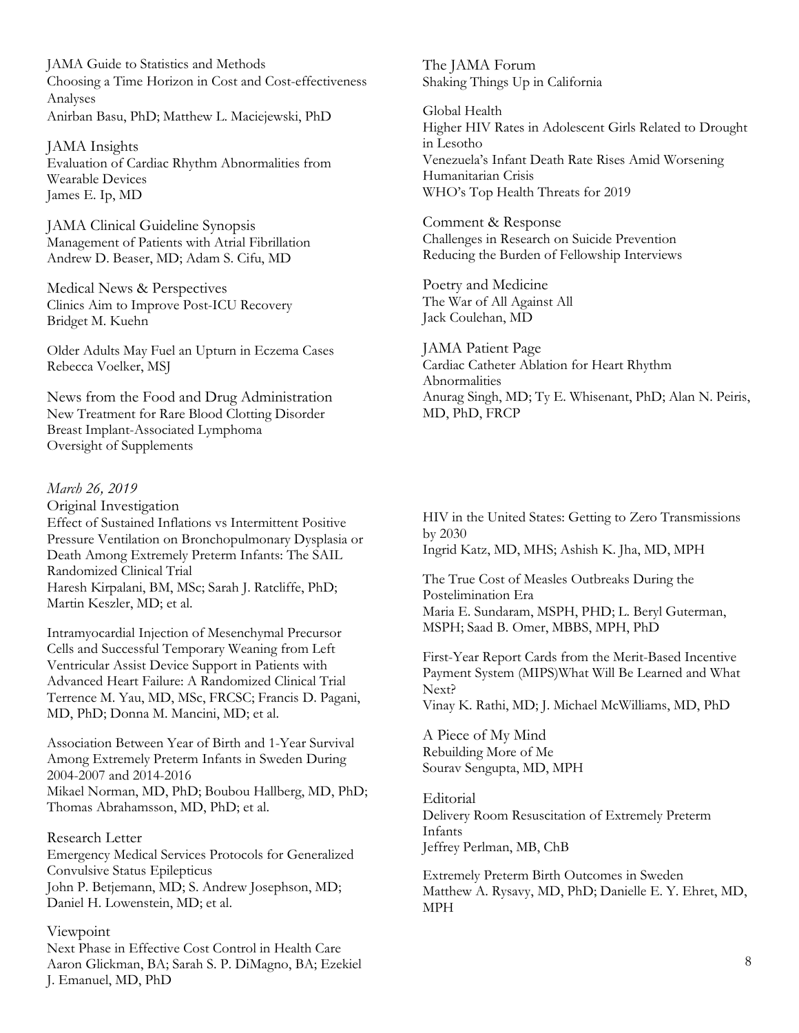JAMA Guide to Statistics and Methods
Choosing a Time Horizon in Cost and Cost-effectiveness Analyses
Anirban Basu, PhD; Matthew L. Maciejewski, PhD

JAMA Insights
Evaluation of Cardiac Rhythm Abnormalities from Wearable Devices
James E. Ip, MD

JAMA Clinical Guideline Synopsis
Management of Patients with Atrial Fibrillation
Andrew D. Beaser, MD; Adam S. Cifu, MD

Medical News & Perspectives
Clinics Aim to Improve Post-ICU Recovery
Bridget M. Kuehn

Older Adults May Fuel an Upturn in Eczema Cases
Rebecca Voelker, MSJ

News from the Food and Drug Administration
New Treatment for Rare Blood Clotting Disorder
Breast Implant-Associated Lymphoma
Oversight of Supplements

The JAMA Forum
Shaking Things Up in California

Global Health
Higher HIV Rates in Adolescent Girls Related to Drought in Lesotho
Venezuela's Infant Death Rate Rises Amid Worsening Humanitarian Crisis
WHO's Top Health Threats for 2019

Comment & Response
Challenges in Research on Suicide Prevention
Reducing the Burden of Fellowship Interviews

Poetry and Medicine
The War of All Against All
Jack Coulehan, MD

JAMA Patient Page
Cardiac Catheter Ablation for Heart Rhythm Abnormalities
Anurag Singh, MD; Ty E. Whisenant, PhD; Alan N. Peiris, MD, PhD, FRCP

*March 26, 2019*

Original Investigation
Effect of Sustained Inflations vs Intermittent Positive Pressure Ventilation on Bronchopulmonary Dysplasia or Death Among Extremely Preterm Infants: The SAIL Randomized Clinical Trial
Haresh Kirpalani, BM, MSc; Sarah J. Ratcliffe, PhD; Martin Keszler, MD; et al.

Intramyocardial Injection of Mesenchymal Precursor Cells and Successful Temporary Weaning from Left Ventricular Assist Device Support in Patients with Advanced Heart Failure: A Randomized Clinical Trial
Terrence M. Yau, MD, MSc, FRCSC; Francis D. Pagani, MD, PhD; Donna M. Mancini, MD; et al.

Association Between Year of Birth and 1-Year Survival Among Extremely Preterm Infants in Sweden During 2004-2007 and 2014-2016
Mikael Norman, MD, PhD; Boubou Hallberg, MD, PhD; Thomas Abrahamsson, MD, PhD; et al.

Research Letter
Emergency Medical Services Protocols for Generalized Convulsive Status Epilepticus
John P. Betjemann, MD; S. Andrew Josephson, MD; Daniel H. Lowenstein, MD; et al.

Viewpoint
Next Phase in Effective Cost Control in Health Care
Aaron Glickman, BA; Sarah S. P. DiMagno, BA; Ezekiel J. Emanuel, MD, PhD

HIV in the United States: Getting to Zero Transmissions by 2030
Ingrid Katz, MD, MHS; Ashish K. Jha, MD, MPH

The True Cost of Measles Outbreaks During the Postelimination Era
Maria E. Sundaram, MSPH, PHD; L. Beryl Guterman, MSPH; Saad B. Omer, MBBS, MPH, PhD

First-Year Report Cards from the Merit-Based Incentive Payment System (MIPS)What Will Be Learned and What Next?
Vinay K. Rathi, MD; J. Michael McWilliams, MD, PhD

A Piece of My Mind
Rebuilding More of Me
Sourav Sengupta, MD, MPH

Editorial
Delivery Room Resuscitation of Extremely Preterm Infants
Jeffrey Perlman, MB, ChB

Extremely Preterm Birth Outcomes in Sweden
Matthew A. Rysavy, MD, PhD; Danielle E. Y. Ehret, MD, MPH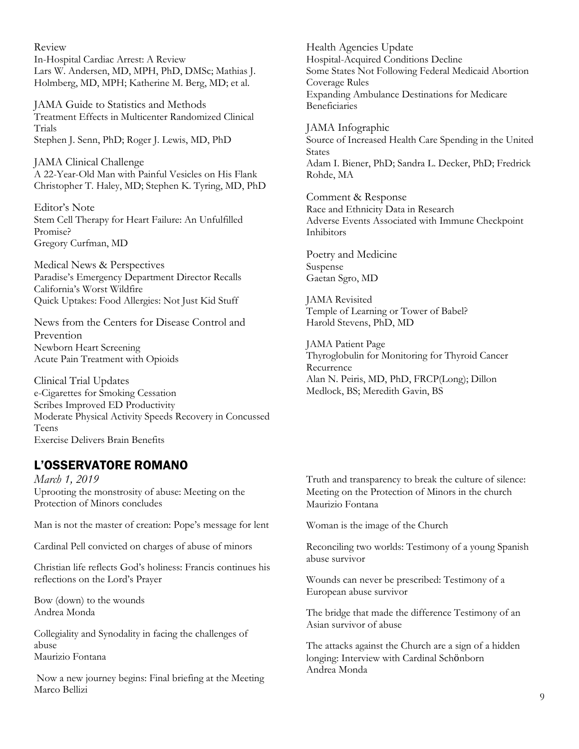Review
In-Hospital Cardiac Arrest: A Review
Lars W. Andersen, MD, MPH, PhD, DMSc; Mathias J. Holmberg, MD, MPH; Katherine M. Berg, MD; et al.

JAMA Guide to Statistics and Methods
Treatment Effects in Multicenter Randomized Clinical Trials
Stephen J. Senn, PhD; Roger J. Lewis, MD, PhD

JAMA Clinical Challenge
A 22-Year-Old Man with Painful Vesicles on His Flank
Christopher T. Haley, MD; Stephen K. Tyring, MD, PhD

Editor's Note
Stem Cell Therapy for Heart Failure: An Unfulfilled Promise?
Gregory Curfman, MD

Medical News & Perspectives
Paradise's Emergency Department Director Recalls California's Worst Wildfire
Quick Uptakes: Food Allergies: Not Just Kid Stuff

News from the Centers for Disease Control and Prevention
Newborn Heart Screening
Acute Pain Treatment with Opioids

Clinical Trial Updates
e-Cigarettes for Smoking Cessation
Scribes Improved ED Productivity
Moderate Physical Activity Speeds Recovery in Concussed Teens
Exercise Delivers Brain Benefits

Health Agencies Update
Hospital-Acquired Conditions Decline
Some States Not Following Federal Medicaid Abortion Coverage Rules
Expanding Ambulance Destinations for Medicare Beneficiaries

JAMA Infographic
Source of Increased Health Care Spending in the United States
Adam I. Biener, PhD; Sandra L. Decker, PhD; Fredrick Rohde, MA

Comment & Response
Race and Ethnicity Data in Research
Adverse Events Associated with Immune Checkpoint Inhibitors

Poetry and Medicine
Suspense
Gaetan Sgro, MD

JAMA Revisited
Temple of Learning or Tower of Babel?
Harold Stevens, PhD, MD

JAMA Patient Page
Thyroglobulin for Monitoring for Thyroid Cancer Recurrence
Alan N. Peiris, MD, PhD, FRCP(Long); Dillon Medlock, BS; Meredith Gavin, BS

## L'OSSERVATORE ROMANO

*March 1, 2019*
Uprooting the monstrosity of abuse: Meeting on the Protection of Minors concludes

Man is not the master of creation: Pope's message for lent

Cardinal Pell convicted on charges of abuse of minors

Christian life reflects God's holiness: Francis continues his reflections on the Lord's Prayer

Bow (down) to the wounds
Andrea Monda

Collegiality and Synodality in facing the challenges of abuse
Maurizio Fontana

Now a new journey begins: Final briefing at the Meeting
Marco Bellizi

Truth and transparency to break the culture of silence: Meeting on the Protection of Minors in the church
Maurizio Fontana

Woman is the image of the Church

Reconciling two worlds: Testimony of a young Spanish abuse survivor

Wounds can never be prescribed: Testimony of a European abuse survivor

The bridge that made the difference Testimony of an Asian survivor of abuse

The attacks against the Church are a sign of a hidden longing: Interview with Cardinal Schönborn
Andrea Monda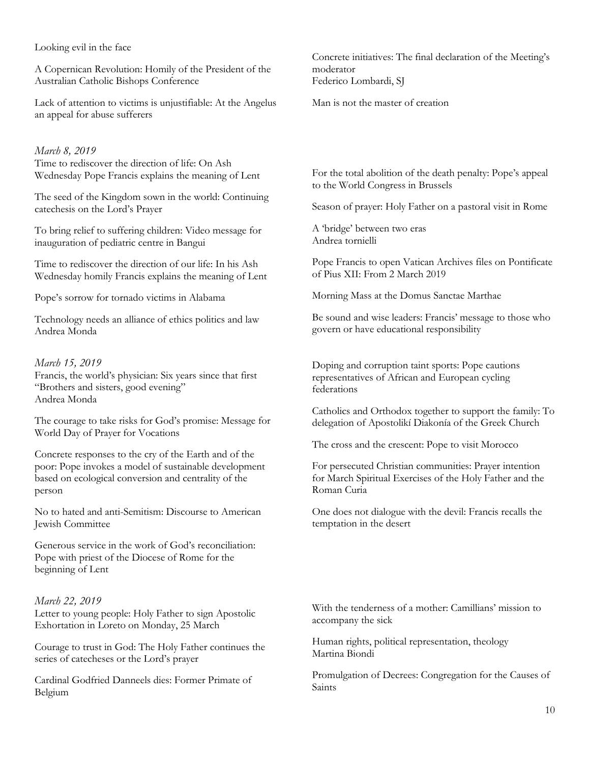Looking evil in the face

A Copernican Revolution: Homily of the President of the Australian Catholic Bishops Conference

Lack of attention to victims is unjustifiable: At the Angelus an appeal for abuse sufferers

Concrete initiatives: The final declaration of the Meeting's moderator
Federico Lombardi, SJ

Man is not the master of creation

*March 8, 2019*

Time to rediscover the direction of life: On Ash Wednesday Pope Francis explains the meaning of Lent

The seed of the Kingdom sown in the world: Continuing catechesis on the Lord's Prayer

To bring relief to suffering children: Video message for inauguration of pediatric centre in Bangui

Time to rediscover the direction of our life: In his Ash Wednesday homily Francis explains the meaning of Lent

Pope's sorrow for tornado victims in Alabama

Technology needs an alliance of ethics politics and law
Andrea Monda

For the total abolition of the death penalty: Pope's appeal to the World Congress in Brussels

Season of prayer: Holy Father on a pastoral visit in Rome

A 'bridge' between two eras
Andrea tornielli

Pope Francis to open Vatican Archives files on Pontificate of Pius XII: From 2 March 2019

Morning Mass at the Domus Sanctae Marthae

Be sound and wise leaders: Francis' message to those who govern or have educational responsibility

*March 15, 2019*

Francis, the world's physician: Six years since that first "Brothers and sisters, good evening"
Andrea Monda

The courage to take risks for God's promise: Message for World Day of Prayer for Vocations

Concrete responses to the cry of the Earth and of the poor: Pope invokes a model of sustainable development based on ecological conversion and centrality of the person

No to hated and anti-Semitism: Discourse to American Jewish Committee

Generous service in the work of God's reconciliation: Pope with priest of the Diocese of Rome for the beginning of Lent

Doping and corruption taint sports: Pope cautions representatives of African and European cycling federations

Catholics and Orthodox together to support the family: To delegation of Apostolikí Diakonía of the Greek Church

The cross and the crescent: Pope to visit Morocco

For persecuted Christian communities: Prayer intention for March Spiritual Exercises of the Holy Father and the Roman Curia

One does not dialogue with the devil: Francis recalls the temptation in the desert

*March 22, 2019*

Letter to young people: Holy Father to sign Apostolic Exhortation in Loreto on Monday, 25 March

Courage to trust in God: The Holy Father continues the series of catecheses or the Lord's prayer

Cardinal Godfried Danneels dies: Former Primate of Belgium

With the tenderness of a mother: Camillians' mission to accompany the sick

Human rights, political representation, theology
Martina Biondi

Promulgation of Decrees: Congregation for the Causes of Saints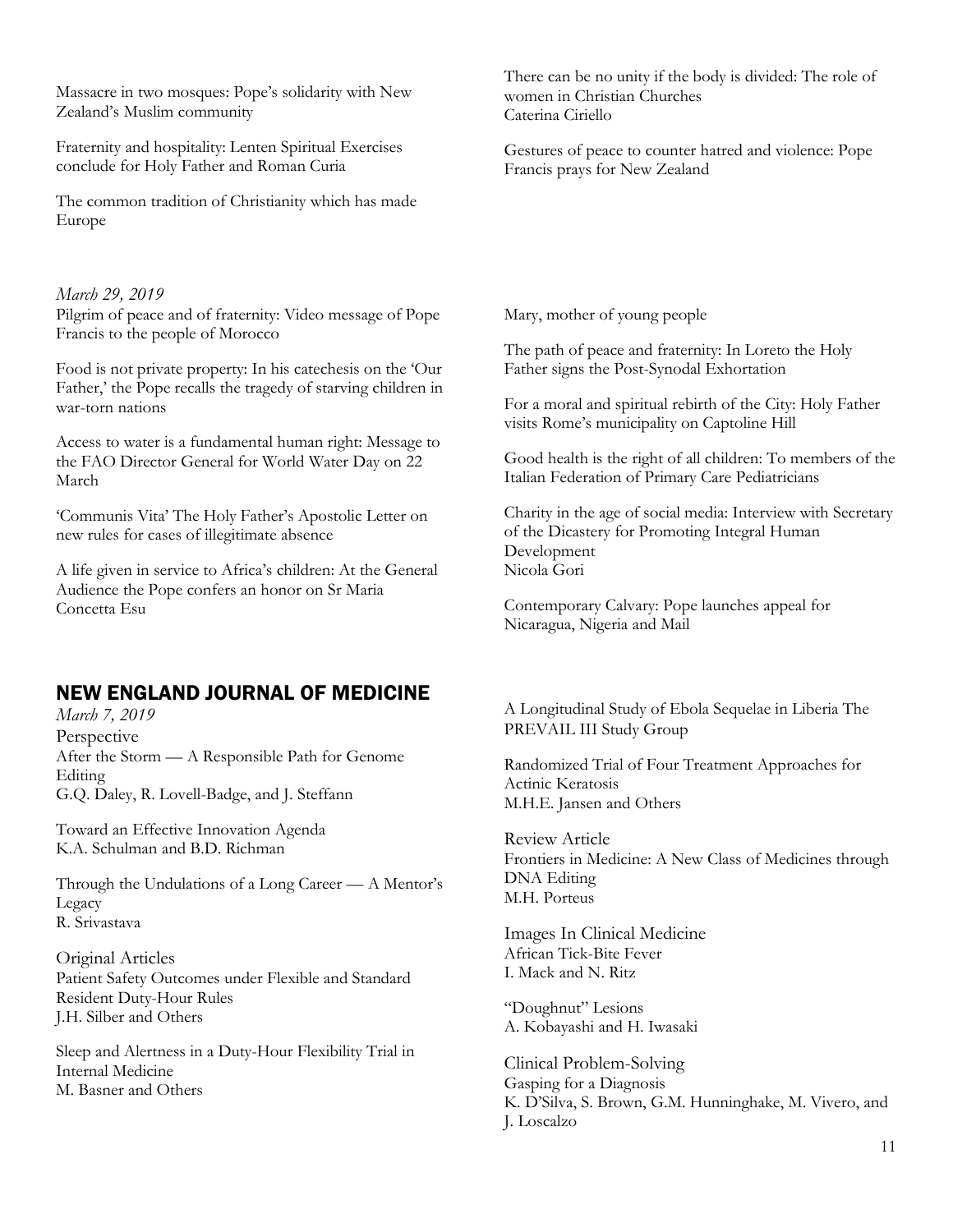Massacre in two mosques: Pope's solidarity with New Zealand's Muslim community

Fraternity and hospitality: Lenten Spiritual Exercises conclude for Holy Father and Roman Curia

The common tradition of Christianity which has made Europe

There can be no unity if the body is divided: The role of women in Christian Churches
Caterina Ciriello

Gestures of peace to counter hatred and violence: Pope Francis prays for New Zealand

*March 29, 2019*
Pilgrim of peace and of fraternity: Video message of Pope Francis to the people of Morocco

Food is not private property: In his catechesis on the 'Our Father,' the Pope recalls the tragedy of starving children in war-torn nations

Access to water is a fundamental human right: Message to the FAO Director General for World Water Day on 22 March

'Communis Vita' The Holy Father's Apostolic Letter on new rules for cases of illegitimate absence

A life given in service to Africa's children: At the General Audience the Pope confers an honor on Sr Maria Concetta Esu

Mary, mother of young people

The path of peace and fraternity: In Loreto the Holy Father signs the Post-Synodal Exhortation

For a moral and spiritual rebirth of the City: Holy Father visits Rome's municipality on Captoline Hill

Good health is the right of all children: To members of the Italian Federation of Primary Care Pediatricians

Charity in the age of social media: Interview with Secretary of the Dicastery for Promoting Integral Human Development
Nicola Gori

Contemporary Calvary: Pope launches appeal for Nicaragua, Nigeria and Mail

## NEW ENGLAND JOURNAL OF MEDICINE

*March 7, 2019*

Perspective
After the Storm — A Responsible Path for Genome Editing
G.Q. Daley, R. Lovell-Badge, and J. Steffann

Toward an Effective Innovation Agenda
K.A. Schulman and B.D. Richman

Through the Undulations of a Long Career — A Mentor's Legacy
R. Srivastava

Original Articles
Patient Safety Outcomes under Flexible and Standard Resident Duty-Hour Rules
J.H. Silber and Others

Sleep and Alertness in a Duty-Hour Flexibility Trial in Internal Medicine
M. Basner and Others

A Longitudinal Study of Ebola Sequelae in Liberia The PREVAIL III Study Group

Randomized Trial of Four Treatment Approaches for Actinic Keratosis
M.H.E. Jansen and Others

Review Article
Frontiers in Medicine: A New Class of Medicines through DNA Editing
M.H. Porteus

Images In Clinical Medicine
African Tick-Bite Fever
I. Mack and N. Ritz

"Doughnut" Lesions
A. Kobayashi and H. Iwasaki

Clinical Problem-Solving
Gasping for a Diagnosis
K. D'Silva, S. Brown, G.M. Hunninghake, M. Vivero, and J. Loscalzo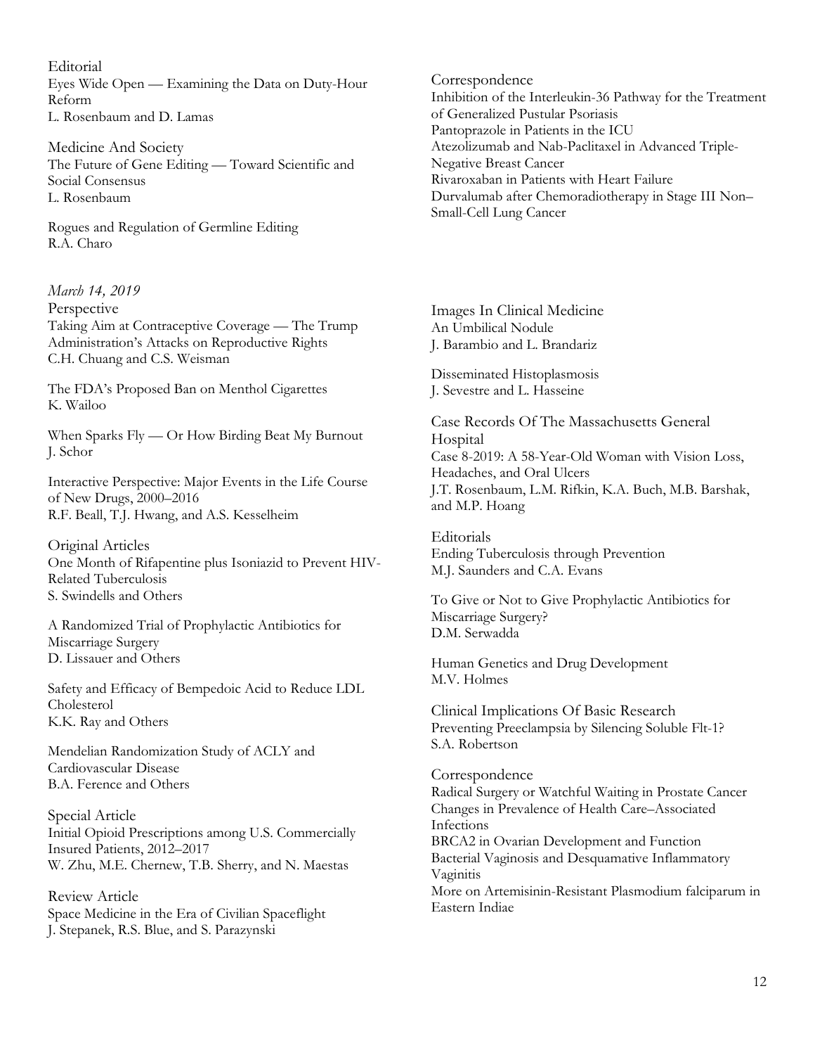Editorial
Eyes Wide Open — Examining the Data on Duty-Hour Reform
L. Rosenbaum and D. Lamas

Medicine And Society
The Future of Gene Editing — Toward Scientific and Social Consensus
L. Rosenbaum

Rogues and Regulation of Germline Editing
R.A. Charo

Correspondence
Inhibition of the Interleukin-36 Pathway for the Treatment of Generalized Pustular Psoriasis
Pantoprazole in Patients in the ICU
Atezolizumab and Nab-Paclitaxel in Advanced Triple-Negative Breast Cancer
Rivaroxaban in Patients with Heart Failure
Durvalumab after Chemoradiotherapy in Stage III Non–Small-Cell Lung Cancer

*March 14, 2019*

Perspective
Taking Aim at Contraceptive Coverage — The Trump Administration's Attacks on Reproductive Rights
C.H. Chuang and C.S. Weisman

The FDA's Proposed Ban on Menthol Cigarettes
K. Wailoo

When Sparks Fly — Or How Birding Beat My Burnout
J. Schor

Interactive Perspective: Major Events in the Life Course of New Drugs, 2000–2016
R.F. Beall, T.J. Hwang, and A.S. Kesselheim

Original Articles
One Month of Rifapentine plus Isoniazid to Prevent HIV-Related Tuberculosis
S. Swindells and Others

A Randomized Trial of Prophylactic Antibiotics for Miscarriage Surgery
D. Lissauer and Others

Safety and Efficacy of Bempedoic Acid to Reduce LDL Cholesterol
K.K. Ray and Others

Mendelian Randomization Study of ACLY and Cardiovascular Disease
B.A. Ference and Others

Special Article
Initial Opioid Prescriptions among U.S. Commercially Insured Patients, 2012–2017
W. Zhu, M.E. Chernew, T.B. Sherry, and N. Maestas

Review Article
Space Medicine in the Era of Civilian Spaceflight
J. Stepanek, R.S. Blue, and S. Parazynski

Images In Clinical Medicine
An Umbilical Nodule
J. Barambio and L. Brandariz

Disseminated Histoplasmosis
J. Sevestre and L. Hasseine

Case Records Of The Massachusetts General Hospital
Case 8-2019: A 58-Year-Old Woman with Vision Loss, Headaches, and Oral Ulcers
J.T. Rosenbaum, L.M. Rifkin, K.A. Buch, M.B. Barshak, and M.P. Hoang

Editorials
Ending Tuberculosis through Prevention
M.J. Saunders and C.A. Evans

To Give or Not to Give Prophylactic Antibiotics for Miscarriage Surgery?
D.M. Serwadda

Human Genetics and Drug Development
M.V. Holmes

Clinical Implications Of Basic Research
Preventing Preeclampsia by Silencing Soluble Flt-1?
S.A. Robertson

Correspondence
Radical Surgery or Watchful Waiting in Prostate Cancer
Changes in Prevalence of Health Care–Associated Infections
BRCA2 in Ovarian Development and Function
Bacterial Vaginosis and Desquamative Inflammatory Vaginitis
More on Artemisinin-Resistant Plasmodium falciparum in Eastern Indiae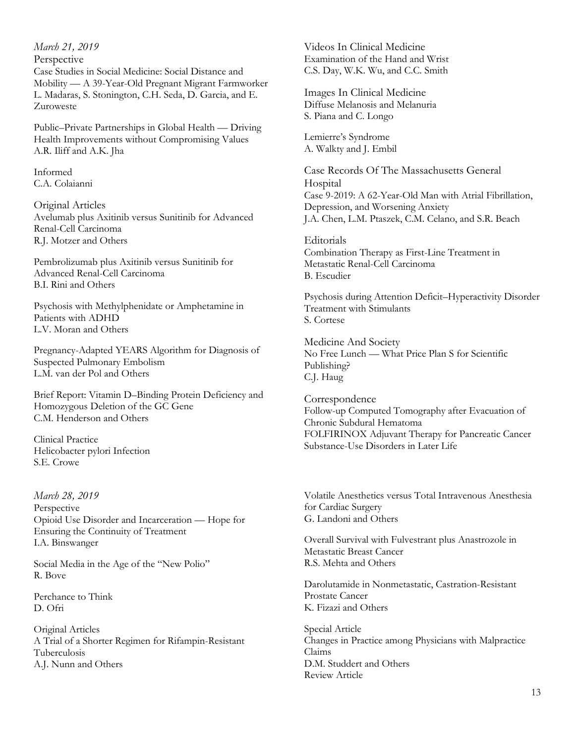*March 21, 2019*

Perspective

Case Studies in Social Medicine: Social Distance and Mobility — A 39-Year-Old Pregnant Migrant Farmworker
L. Madaras, S. Stonington, C.H. Seda, D. Garcia, and E. Zuroweste

Public–Private Partnerships in Global Health — Driving Health Improvements without Compromising Values
A.R. Iliff and A.K. Jha

Informed
C.A. Colaianni

Original Articles

Avelumab plus Axitinib versus Sunitinib for Advanced Renal-Cell Carcinoma
R.J. Motzer and Others

Pembrolizumab plus Axitinib versus Sunitinib for Advanced Renal-Cell Carcinoma
B.I. Rini and Others

Psychosis with Methylphenidate or Amphetamine in Patients with ADHD
L.V. Moran and Others

Pregnancy-Adapted YEARS Algorithm for Diagnosis of Suspected Pulmonary Embolism
L.M. van der Pol and Others

Brief Report: Vitamin D–Binding Protein Deficiency and Homozygous Deletion of the GC Gene
C.M. Henderson and Others

Clinical Practice

Helicobacter pylori Infection
S.E. Crowe

Videos In Clinical Medicine

Examination of the Hand and Wrist
C.S. Day, W.K. Wu, and C.C. Smith

Images In Clinical Medicine

Diffuse Melanosis and Melanuria
S. Piana and C. Longo

Lemierre's Syndrome
A. Walkty and J. Embil

Case Records Of The Massachusetts General Hospital

Case 9-2019: A 62-Year-Old Man with Atrial Fibrillation, Depression, and Worsening Anxiety
J.A. Chen, L.M. Ptaszek, C.M. Celano, and S.R. Beach

Editorials

Combination Therapy as First-Line Treatment in Metastatic Renal-Cell Carcinoma
B. Escudier

Psychosis during Attention Deficit–Hyperactivity Disorder Treatment with Stimulants
S. Cortese

Medicine And Society

No Free Lunch — What Price Plan S for Scientific Publishing?
C.J. Haug

Correspondence

Follow-up Computed Tomography after Evacuation of Chronic Subdural Hematoma
FOLFIRINOX Adjuvant Therapy for Pancreatic Cancer
Substance-Use Disorders in Later Life

*March 28, 2019*

Perspective

Opioid Use Disorder and Incarceration — Hope for Ensuring the Continuity of Treatment
I.A. Binswanger

Social Media in the Age of the "New Polio"
R. Bove

Perchance to Think
D. Ofri

Original Articles

A Trial of a Shorter Regimen for Rifampin-Resistant Tuberculosis
A.J. Nunn and Others

Volatile Anesthetics versus Total Intravenous Anesthesia for Cardiac Surgery
G. Landoni and Others

Overall Survival with Fulvestrant plus Anastrozole in Metastatic Breast Cancer
R.S. Mehta and Others

Darolutamide in Nonmetastatic, Castration-Resistant Prostate Cancer
K. Fizazi and Others

Special Article

Changes in Practice among Physicians with Malpractice Claims
D.M. Studdert and Others

Review Article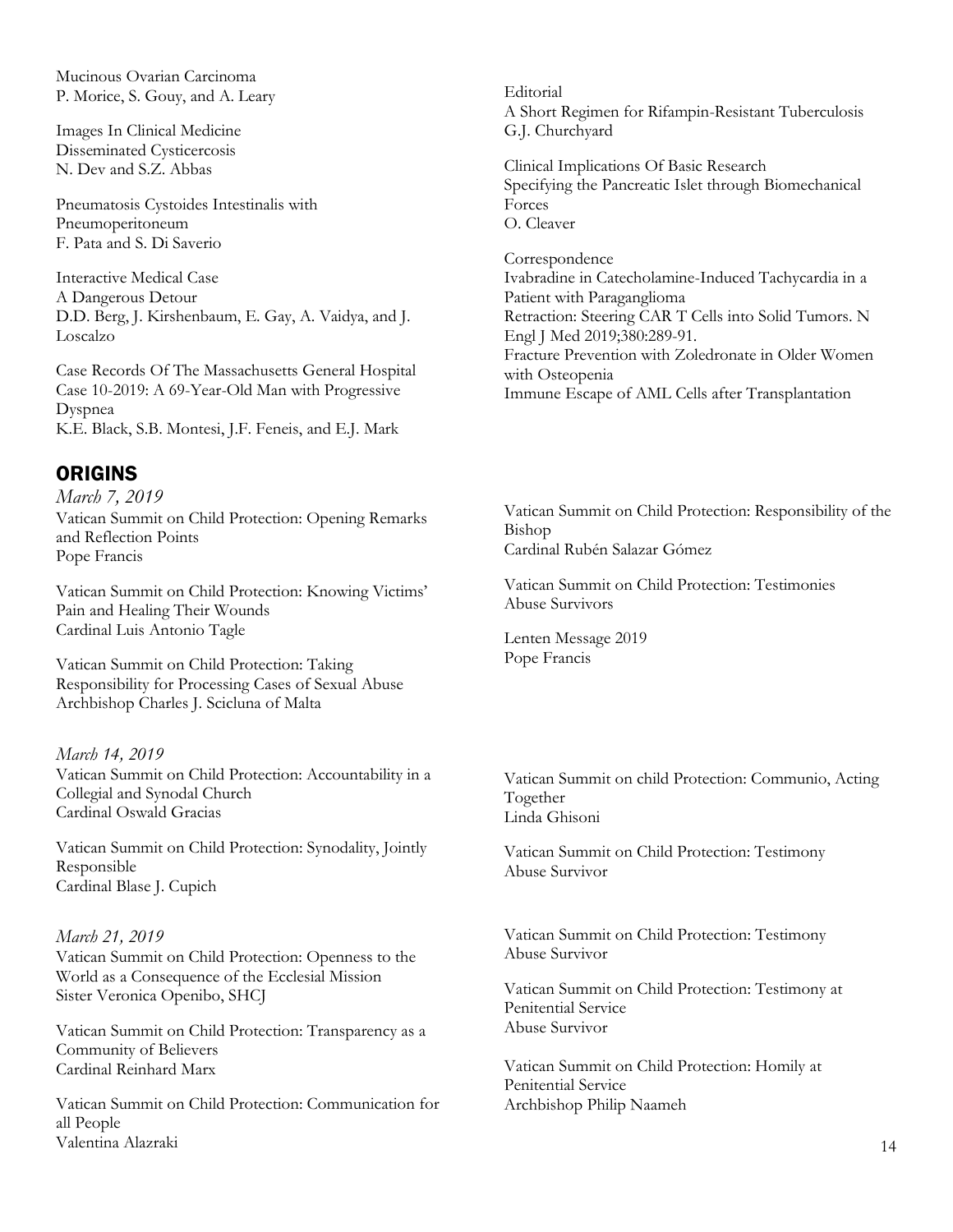Mucinous Ovarian Carcinoma
P. Morice, S. Gouy, and A. Leary

Images In Clinical Medicine
Disseminated Cysticercosis
N. Dev and S.Z. Abbas

Pneumatosis Cystoides Intestinalis with Pneumoperitoneum
F. Pata and S. Di Saverio

Interactive Medical Case
A Dangerous Detour
D.D. Berg, J. Kirshenbaum, E. Gay, A. Vaidya, and J. Loscalzo

Case Records Of The Massachusetts General Hospital
Case 10-2019: A 69-Year-Old Man with Progressive Dyspnea
K.E. Black, S.B. Montesi, J.F. Feneis, and E.J. Mark

Editorial
A Short Regimen for Rifampin-Resistant Tuberculosis
G.J. Churchyard

Clinical Implications Of Basic Research
Specifying the Pancreatic Islet through Biomechanical Forces
O. Cleaver

Correspondence
Ivabradine in Catecholamine-Induced Tachycardia in a Patient with Paraganglioma
Retraction: Steering CAR T Cells into Solid Tumors. N Engl J Med 2019;380:289-91.
Fracture Prevention with Zoledronate in Older Women with Osteopenia
Immune Escape of AML Cells after Transplantation

## ORIGINS

*March 7, 2019*

Vatican Summit on Child Protection: Opening Remarks and Reflection Points
Pope Francis

Vatican Summit on Child Protection: Knowing Victims' Pain and Healing Their Wounds
Cardinal Luis Antonio Tagle

Vatican Summit on Child Protection: Taking Responsibility for Processing Cases of Sexual Abuse
Archbishop Charles J. Scicluna of Malta

Vatican Summit on Child Protection: Responsibility of the Bishop
Cardinal Rubén Salazar Gómez

Vatican Summit on Child Protection: Testimonies
Abuse Survivors

Lenten Message 2019
Pope Francis

*March 14, 2019*

Vatican Summit on Child Protection: Accountability in a Collegial and Synodal Church
Cardinal Oswald Gracias

Vatican Summit on Child Protection: Synodality, Jointly Responsible
Cardinal Blase J. Cupich

Vatican Summit on child Protection: Communio, Acting Together
Linda Ghisoni

Vatican Summit on Child Protection: Testimony
Abuse Survivor

*March 21, 2019*

Vatican Summit on Child Protection: Openness to the World as a Consequence of the Ecclesial Mission
Sister Veronica Openibo, SHCJ

Vatican Summit on Child Protection: Transparency as a Community of Believers
Cardinal Reinhard Marx

Vatican Summit on Child Protection: Communication for all People
Valentina Alazraki

Vatican Summit on Child Protection: Testimony
Abuse Survivor

Vatican Summit on Child Protection: Testimony at Penitential Service
Abuse Survivor

Vatican Summit on Child Protection: Homily at Penitential Service
Archbishop Philip Naameh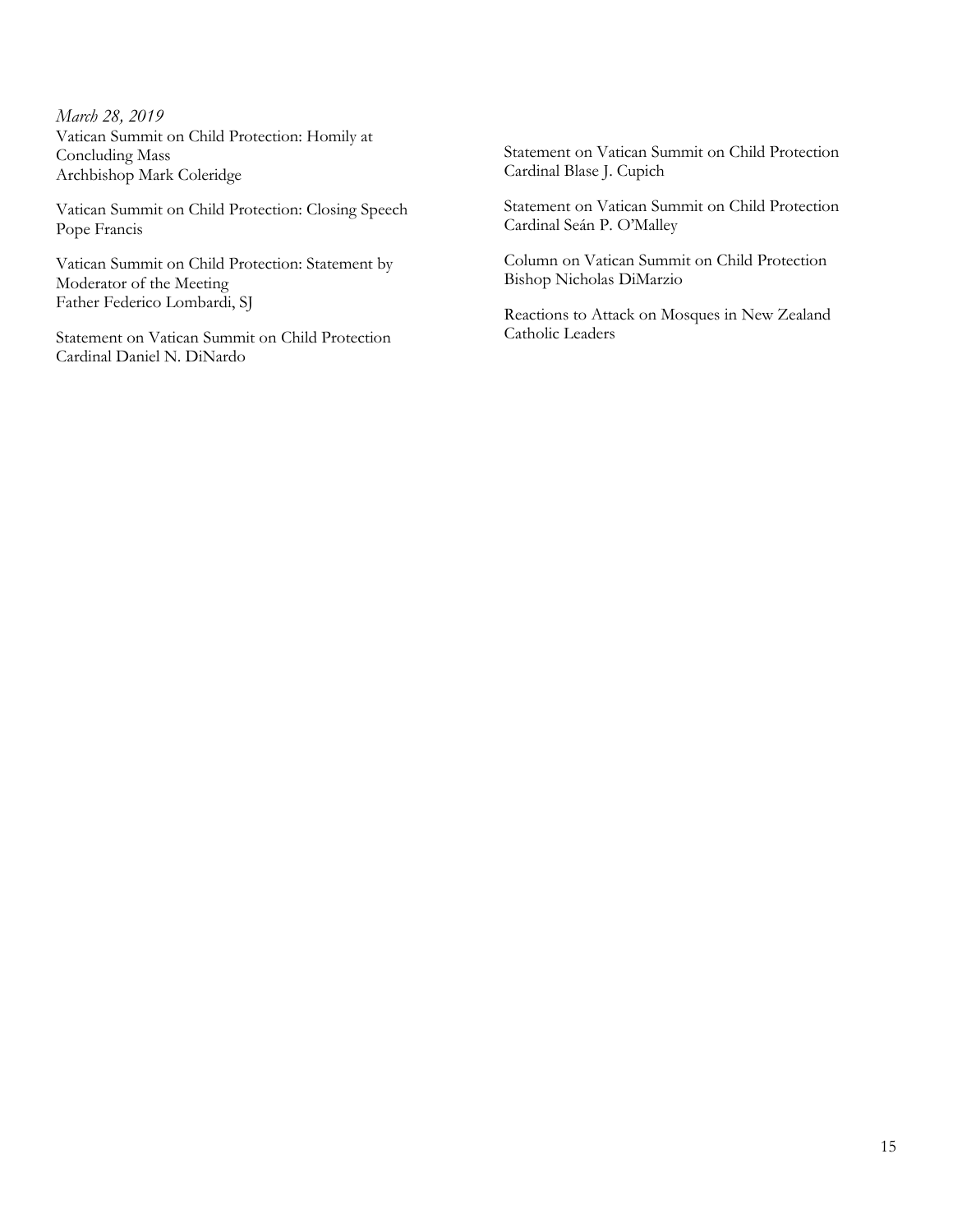*March 28, 2019*
Vatican Summit on Child Protection: Homily at Concluding Mass
Archbishop Mark Coleridge

Vatican Summit on Child Protection: Closing Speech
Pope Francis

Vatican Summit on Child Protection: Statement by Moderator of the Meeting
Father Federico Lombardi, SJ

Statement on Vatican Summit on Child Protection
Cardinal Daniel N. DiNardo

Statement on Vatican Summit on Child Protection
Cardinal Blase J. Cupich

Statement on Vatican Summit on Child Protection
Cardinal Seán P. O'Malley

Column on Vatican Summit on Child Protection
Bishop Nicholas DiMarzio

Reactions to Attack on Mosques in New Zealand
Catholic Leaders